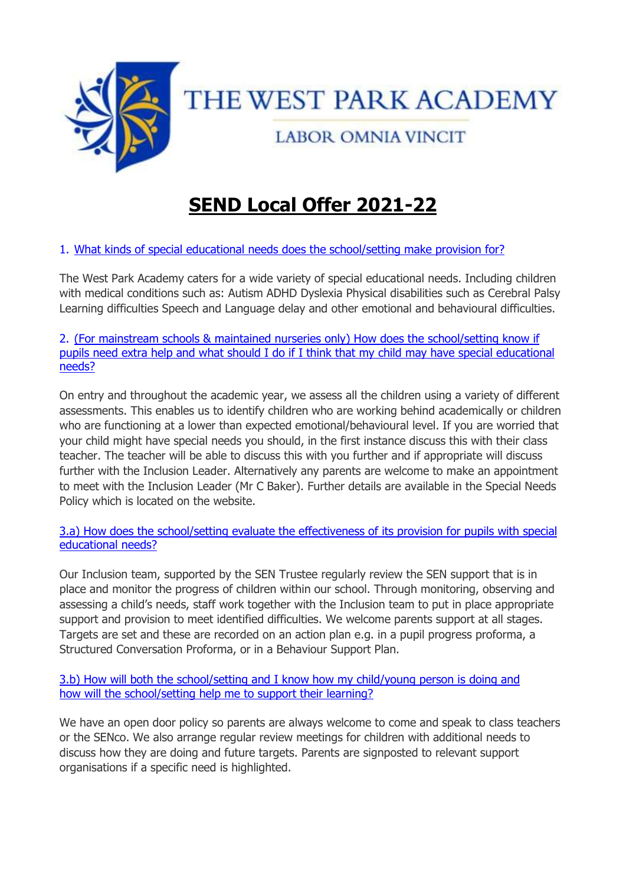THE WEST PARK ACADEMY

LABOR OMNIA VINCIT

# SEND Local Offer 2021-22

## 1. What kinds of special educational needs does the school/setting make provision for?

The West Park Academy caters for a wide variety of special educational needs. Including children with medical conditions such as: Autism ADHD Dyslexia Physical disabilities such as Cerebral Palsy Learning difficulties Speech and Language delay and other emotional and behavioural difficulties.

## 2. (For mainstream schools & maintained nurseries only) How does the school/setting know if pupils need extra help and what should I do if I think that my child may have special educational needs?

On entry and throughout the academic year, we assess all the children using a variety of different assessments. This enables us to identify children who are working behind academically or children who are functioning at a lower than expected emotional/behavioural level. If you are worried that your child might have special needs you should, in the first instance discuss this with their class teacher. The teacher will be able to discuss this with you further and if appropriate will discuss further with the Inclusion Leader. Alternatively any parents are welcome to make an appointment to meet with the Inclusion Leader (Mr C Baker). Further details are available in the Special Needs Policy which is located on the website.

## 3.a) How does the school/setting evaluate the effectiveness of its provision for pupils with special educational needs?

Our Inclusion team, supported by the SEN Trustee regularly review the SEN support that is in place and monitor the progress of children within our school. Through monitoring, observing and assessing a child's needs, staff work together with the Inclusion team to put in place appropriate support and provision to meet identified difficulties. We welcome parents support at all stages. Targets are set and these are recorded on an action plan e.g. in a pupil progress proforma, a Structured Conversation Proforma, or in a Behaviour Support Plan.

## 3.b) How will both the school/setting and I know how my child/young person is doing and how will the school/setting help me to support their learning?

We have an open door policy so parents are always welcome to come and speak to class teachers or the SENco. We also arrange regular review meetings for children with additional needs to discuss how they are doing and future targets. Parents are signposted to relevant support organisations if a specific need is highlighted.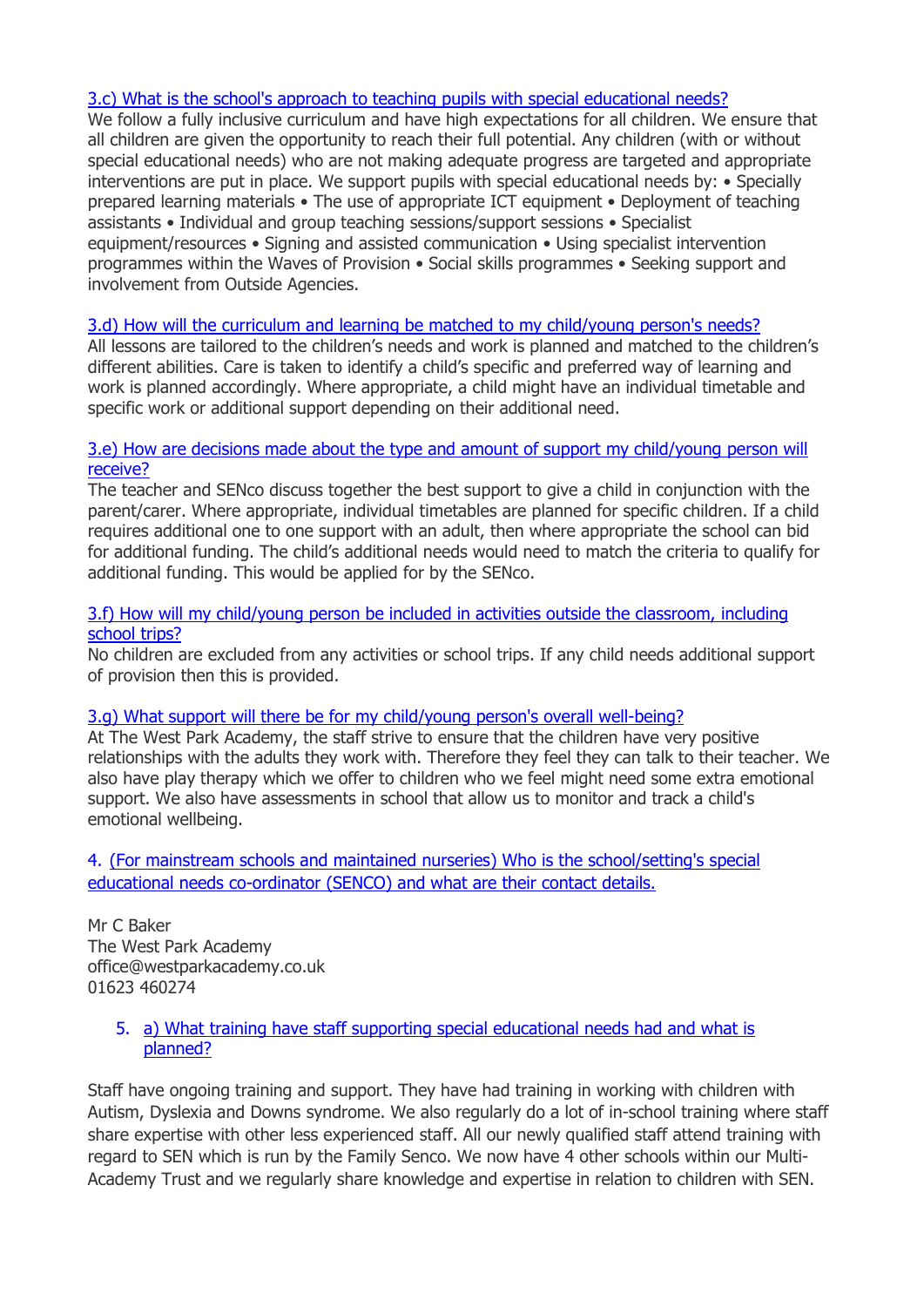### 3.c) What is the school's approach to teaching pupils with special educational needs?

We follow a fully inclusive curriculum and have high expectations for all children. We ensure that all children are given the opportunity to reach their full potential. Any children (with or without special educational needs) who are not making adequate progress are targeted and appropriate interventions are put in place. We support pupils with special educational needs by: • Specially prepared learning materials • The use of appropriate ICT equipment • Deployment of teaching assistants • Individual and group teaching sessions/support sessions • Specialist equipment/resources • Signing and assisted communication • Using specialist intervention programmes within the Waves of Provision • Social skills programmes • Seeking support and involvement from Outside Agencies.

### 3.d) How will the curriculum and learning be matched to my child/young person's needs?

All lessons are tailored to the children's needs and work is planned and matched to the children's different abilities. Care is taken to identify a child's specific and preferred way of learning and work is planned accordingly. Where appropriate, a child might have an individual timetable and specific work or additional support depending on their additional need.

### 3.e) How are decisions made about the type and amount of support my child/young person will receive?

The teacher and SENco discuss together the best support to give a child in conjunction with the parent/carer. Where appropriate, individual timetables are planned for specific children. If a child requires additional one to one support with an adult, then where appropriate the school can bid for additional funding. The child's additional needs would need to match the criteria to qualify for additional funding. This would be applied for by the SENco.

### 3.f) How will my child/young person be included in activities outside the classroom, including school trips?

No children are excluded from any activities or school trips. If any child needs additional support of provision then this is provided.

### 3.g) What support will there be for my child/young person's overall well-being?

At The West Park Academy, the staff strive to ensure that the children have very positive relationships with the adults they work with. Therefore they feel they can talk to their teacher. We also have play therapy which we offer to children who we feel might need some extra emotional support. We also have assessments in school that allow us to monitor and track a child's emotional wellbeing.

### 4. (For mainstream schools and maintained nurseries) Who is the school/setting's special educational needs co-ordinator (SENCO) and what are their contact details.

Mr C Baker
The West Park Academy
office@westparkacademy.co.uk
01623 460274

### 5. a) What training have staff supporting special educational needs had and what is planned?

Staff have ongoing training and support. They have had training in working with children with Autism, Dyslexia and Downs syndrome. We also regularly do a lot of in-school training where staff share expertise with other less experienced staff. All our newly qualified staff attend training with regard to SEN which is run by the Family Senco. We now have 4 other schools within our Multi-Academy Trust and we regularly share knowledge and expertise in relation to children with SEN.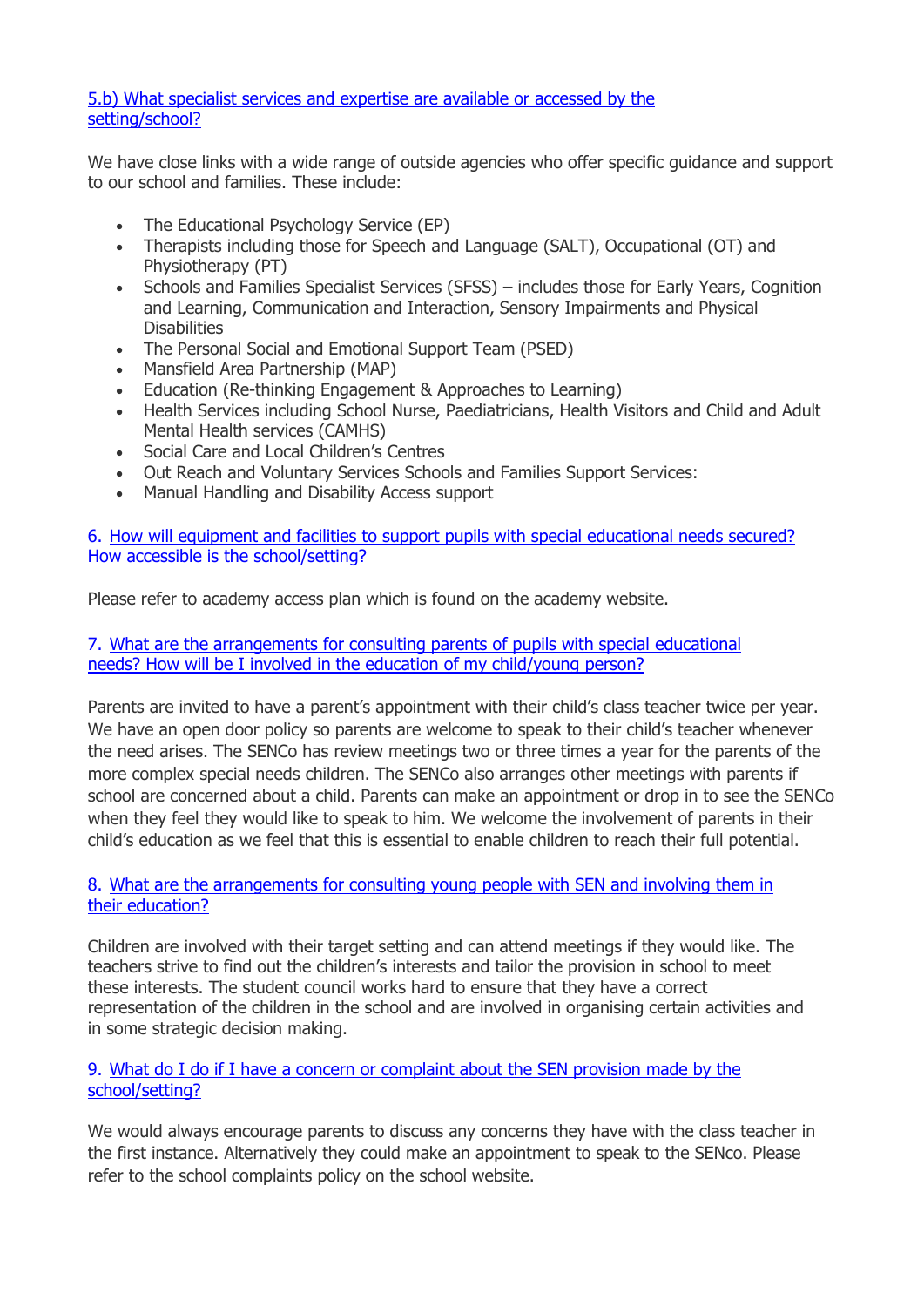### 5.b) What specialist services and expertise are available or accessed by the setting/school?

We have close links with a wide range of outside agencies who offer specific guidance and support to our school and families. These include:

- The Educational Psychology Service (EP)
- Therapists including those for Speech and Language (SALT), Occupational (OT) and Physiotherapy (PT)
- Schools and Families Specialist Services (SFSS) – includes those for Early Years, Cognition and Learning, Communication and Interaction, Sensory Impairments and Physical Disabilities
- The Personal Social and Emotional Support Team (PSED)
- Mansfield Area Partnership (MAP)
- Education (Re-thinking Engagement & Approaches to Learning)
- Health Services including School Nurse, Paediatricians, Health Visitors and Child and Adult Mental Health services (CAMHS)
- Social Care and Local Children's Centres
- Out Reach and Voluntary Services Schools and Families Support Services:
- Manual Handling and Disability Access support

### 6. How will equipment and facilities to support pupils with special educational needs secured? How accessible is the school/setting?

Please refer to academy access plan which is found on the academy website.

### 7. What are the arrangements for consulting parents of pupils with special educational needs? How will be I involved in the education of my child/young person?

Parents are invited to have a parent's appointment with their child's class teacher twice per year. We have an open door policy so parents are welcome to speak to their child's teacher whenever the need arises. The SENCo has review meetings two or three times a year for the parents of the more complex special needs children. The SENCo also arranges other meetings with parents if school are concerned about a child. Parents can make an appointment or drop in to see the SENCo when they feel they would like to speak to him. We welcome the involvement of parents in their child's education as we feel that this is essential to enable children to reach their full potential.

### 8. What are the arrangements for consulting young people with SEN and involving them in their education?

Children are involved with their target setting and can attend meetings if they would like. The teachers strive to find out the children's interests and tailor the provision in school to meet these interests. The student council works hard to ensure that they have a correct representation of the children in the school and are involved in organising certain activities and in some strategic decision making.

### 9. What do I do if I have a concern or complaint about the SEN provision made by the school/setting?

We would always encourage parents to discuss any concerns they have with the class teacher in the first instance. Alternatively they could make an appointment to speak to the SENco. Please refer to the school complaints policy on the school website.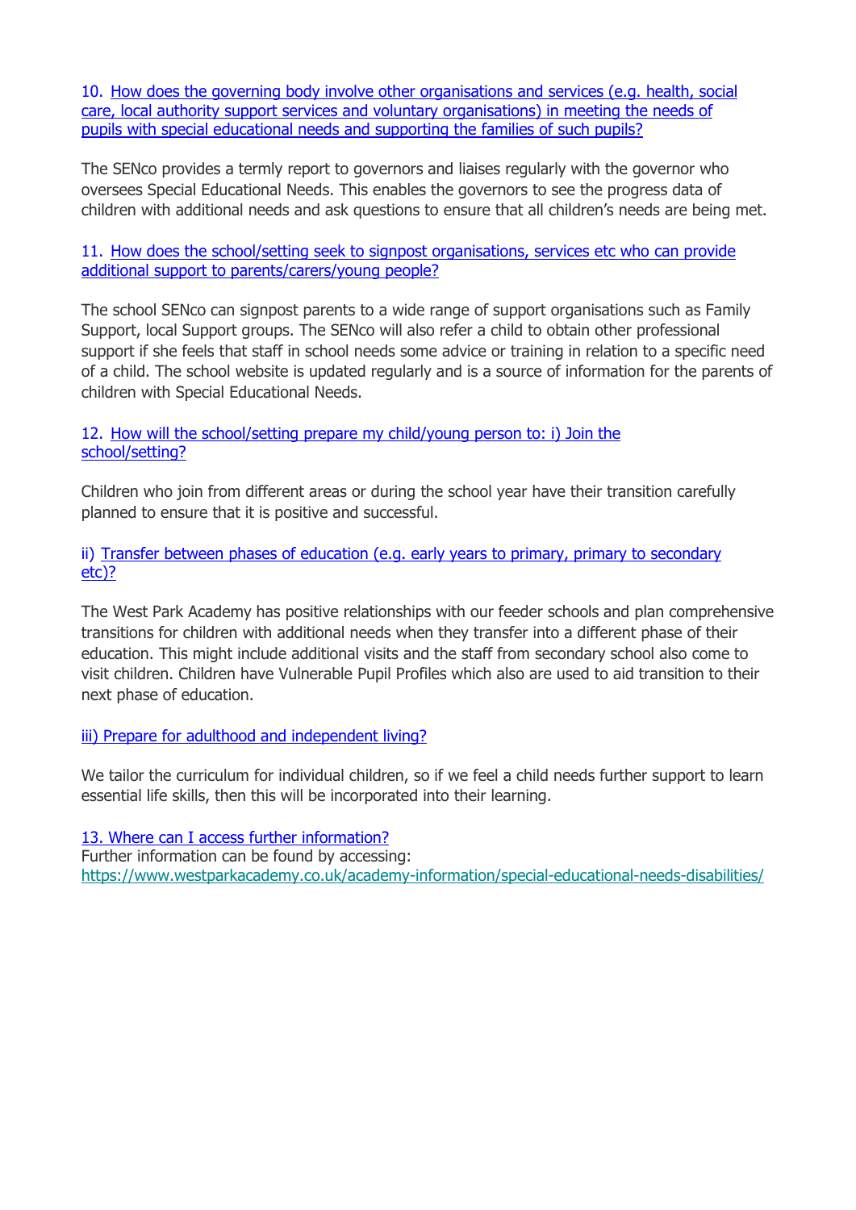10. How does the governing body involve other organisations and services (e.g. health, social care, local authority support services and voluntary organisations) in meeting the needs of pupils with special educational needs and supporting the families of such pupils?

The SENco provides a termly report to governors and liaises regularly with the governor who oversees Special Educational Needs. This enables the governors to see the progress data of children with additional needs and ask questions to ensure that all children's needs are being met.

11. How does the school/setting seek to signpost organisations, services etc who can provide additional support to parents/carers/young people?

The school SENco can signpost parents to a wide range of support organisations such as Family Support, local Support groups. The SENco will also refer a child to obtain other professional support if she feels that staff in school needs some advice or training in relation to a specific need of a child. The school website is updated regularly and is a source of information for the parents of children with Special Educational Needs.

12. How will the school/setting prepare my child/young person to: i) Join the school/setting?

Children who join from different areas or during the school year have their transition carefully planned to ensure that it is positive and successful.

ii) Transfer between phases of education (e.g. early years to primary, primary to secondary etc)?

The West Park Academy has positive relationships with our feeder schools and plan comprehensive transitions for children with additional needs when they transfer into a different phase of their education. This might include additional visits and the staff from secondary school also come to visit children. Children have Vulnerable Pupil Profiles which also are used to aid transition to their next phase of education.

iii) Prepare for adulthood and independent living?

We tailor the curriculum for individual children, so if we feel a child needs further support to learn essential life skills, then this will be incorporated into their learning.

13. Where can I access further information?

Further information can be found by accessing:
https://www.westparkacademy.co.uk/academy-information/special-educational-needs-disabilities/